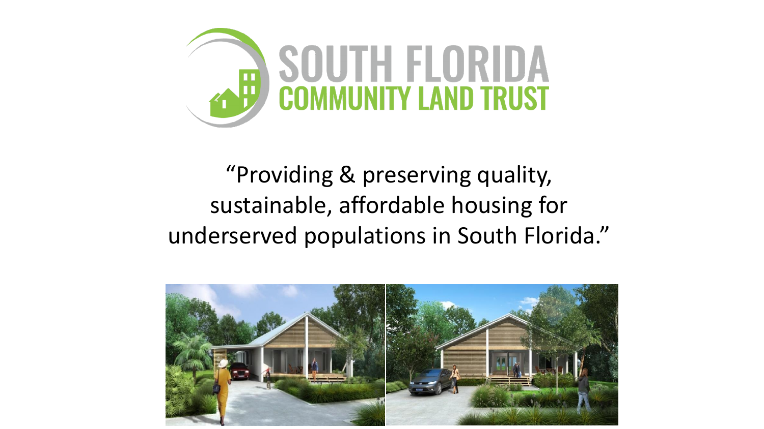# SOUTH FLORIDA COMMUNITY LAND TRUST

"Providing & preserving quality, sustainable, affordable housing for underserved populations in South Florida."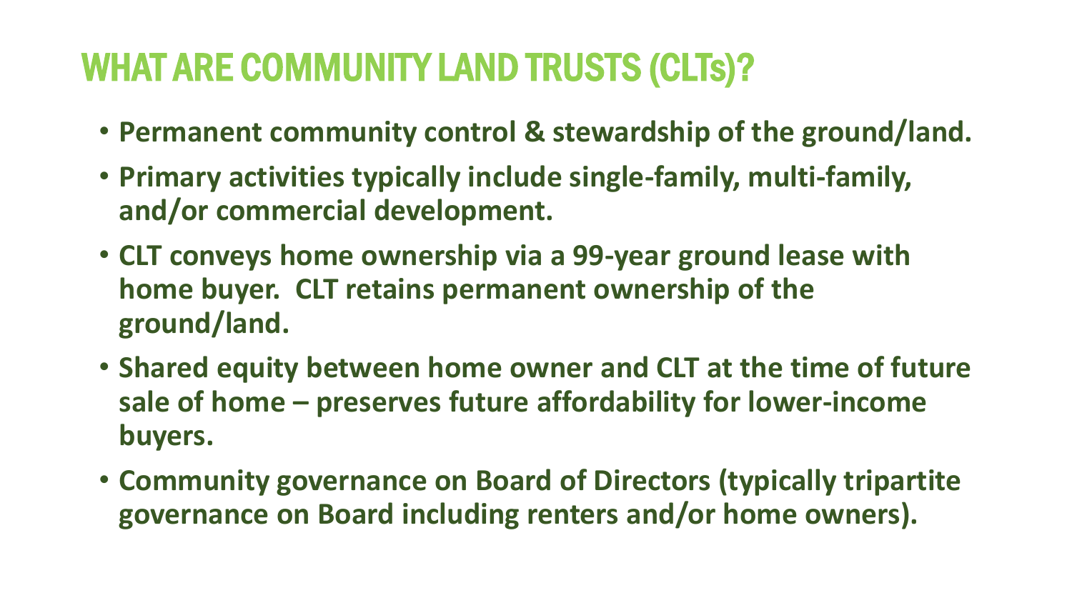# WHAT ARE COMMUNITY LAND TRUSTS (CLTs)?

- **Permanent community control & stewardship of the ground/land.**
- **Primary activities typically include single-family, multi-family, and/or commercial development.**
- **CLT conveys home ownership via a 99-year ground lease with home buyer. CLT retains permanent ownership of the ground/land.**
- **Shared equity between home owner and CLT at the time of future sale of home – preserves future affordability for lower-income buyers.**
- **Community governance on Board of Directors (typically tripartite governance on Board including renters and/or home owners).**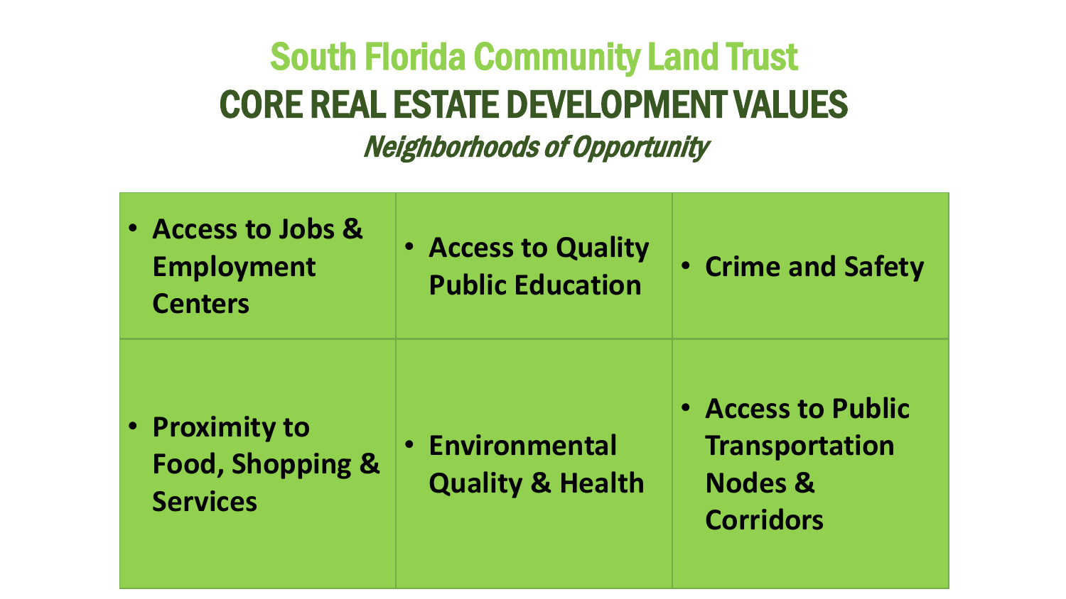# South Florida Community Land Trust

## CORE REAL ESTATE DEVELOPMENT VALUES

*Neighborhoods of Opportunity*

| | | |
|---|---|---|
| • **Access to Jobs & Employment Centers** | • **Access to Quality Public Education** | • **Crime and Safety** |
| • **Proximity to Food, Shopping & Services** | • **Environmental Quality & Health** | • **Access to Public Transportation Nodes & Corridors** |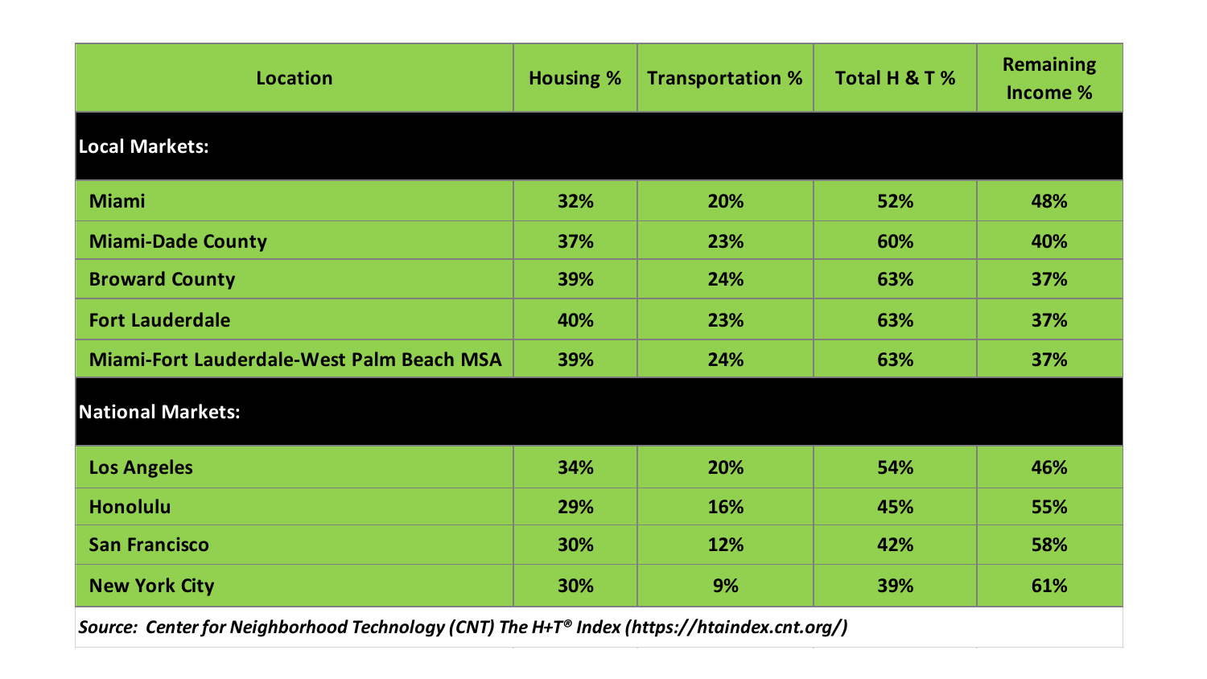| Location | Housing % | Transportation % | Total H & T % | Remaining Income % |
|---|---|---|---|---|
| **Local Markets:** | | | | |
| Miami | 32% | 20% | 52% | 48% |
| Miami-Dade County | 37% | 23% | 60% | 40% |
| Broward County | 39% | 24% | 63% | 37% |
| Fort Lauderdale | 40% | 23% | 63% | 37% |
| Miami-Fort Lauderdale-West Palm Beach MSA | 39% | 24% | 63% | 37% |
| **National Markets:** | | | | |
| Los Angeles | 34% | 20% | 54% | 46% |
| Honolulu | 29% | 16% | 45% | 55% |
| San Francisco | 30% | 12% | 42% | 58% |
| New York City | 30% | 9% | 39% | 61% |

*Source: Center for Neighborhood Technology (CNT) The H+T® Index (https://htaindex.cnt.org/)*